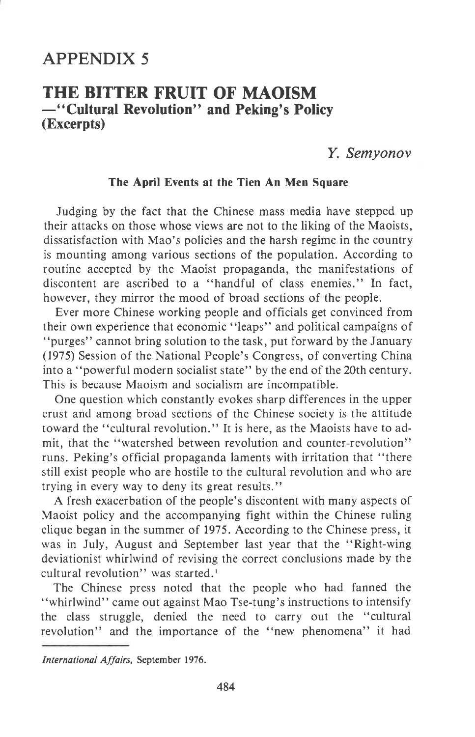# APPENDIX 5

## THE BITTER FRUIT OF MAOISM
## —"Cultural Revolution" and Peking's Policy (Excerpts)

*Y. Semyonov*

### The April Events at the Tien An Men Square

Judging by the fact that the Chinese mass media have stepped up their attacks on those whose views are not to the liking of the Maoists, dissatisfaction with Mao's policies and the harsh regime in the country is mounting among various sections of the population. According to routine accepted by the Maoist propaganda, the manifestations of discontent are ascribed to a "handful of class enemies." In fact, however, they mirror the mood of broad sections of the people.

Ever more Chinese working people and officials get convinced from their own experience that economic "leaps" and political campaigns of "purges" cannot bring solution to the task, put forward by the January (1975) Session of the National People's Congress, of converting China into a "powerful modern socialist state" by the end of the 20th century. This is because Maoism and socialism are incompatible.

One question which constantly evokes sharp differences in the upper crust and among broad sections of the Chinese society is the attitude toward the "cultural revolution." It is here, as the Maoists have to admit, that the "watershed between revolution and counter-revolution" runs. Peking's official propaganda laments with irritation that "there still exist people who are hostile to the cultural revolution and who are trying in every way to deny its great results."

A fresh exacerbation of the people's discontent with many aspects of Maoist policy and the accompanying fight within the Chinese ruling clique began in the summer of 1975. According to the Chinese press, it was in July, August and September last year that the "Right-wing deviationist whirlwind of revising the correct conclusions made by the cultural revolution" was started.[1]

The Chinese press noted that the people who had fanned the "whirlwind" came out against Mao Tse-tung's instructions to intensify the class struggle, denied the need to carry out the "cultural revolution" and the importance of the "new phenomena" it had

---

*International Affairs*, September 1976.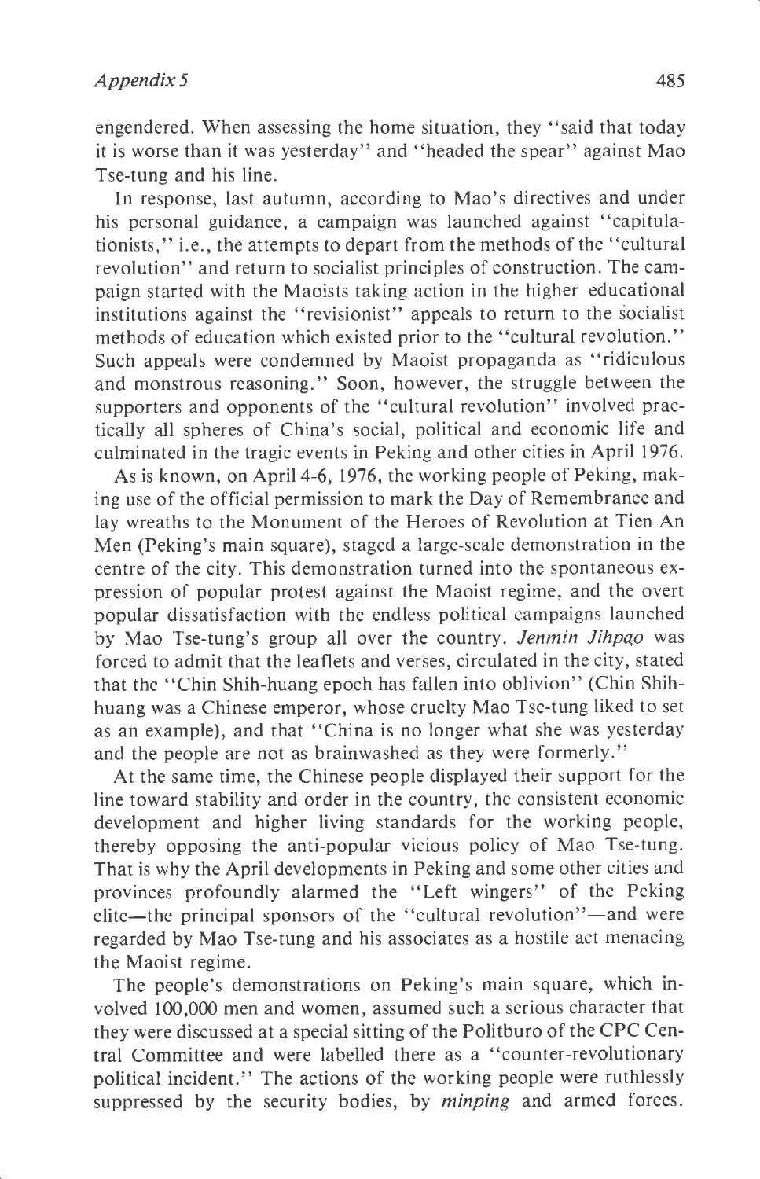engendered. When assessing the home situation, they "said that today it is worse than it was yesterday" and "headed the spear" against Mao Tse-tung and his line.

In response, last autumn, according to Mao's directives and under his personal guidance, a campaign was launched against "capitulationists," i.e., the attempts to depart from the methods of the "cultural revolution" and return to socialist principles of construction. The campaign started with the Maoists taking action in the higher educational institutions against the "revisionist" appeals to return to the socialist methods of education which existed prior to the "cultural revolution." Such appeals were condemned by Maoist propaganda as "ridiculous and monstrous reasoning." Soon, however, the struggle between the supporters and opponents of the "cultural revolution" involved practically all spheres of China's social, political and economic life and culminated in the tragic events in Peking and other cities in April 1976.

As is known, on April 4-6, 1976, the working people of Peking, making use of the official permission to mark the Day of Remembrance and lay wreaths to the Monument of the Heroes of Revolution at Tien An Men (Peking's main square), staged a large-scale demonstration in the centre of the city. This demonstration turned into the spontaneous expression of popular protest against the Maoist regime, and the overt popular dissatisfaction with the endless political campaigns launched by Mao Tse-tung's group all over the country. *Jenmin Jihpao* was forced to admit that the leaflets and verses, circulated in the city, stated that the "Chin Shih-huang epoch has fallen into oblivion" (Chin Shih-huang was a Chinese emperor, whose cruelty Mao Tse-tung liked to set as an example), and that "China is no longer what she was yesterday and the people are not as brainwashed as they were formerly."

At the same time, the Chinese people displayed their support for the line toward stability and order in the country, the consistent economic development and higher living standards for the working people, thereby opposing the anti-popular vicious policy of Mao Tse-tung. That is why the April developments in Peking and some other cities and provinces profoundly alarmed the "Left wingers" of the Peking elite—the principal sponsors of the "cultural revolution"—and were regarded by Mao Tse-tung and his associates as a hostile act menacing the Maoist regime.

The people's demonstrations on Peking's main square, which involved 100,000 men and women, assumed such a serious character that they were discussed at a special sitting of the Politburo of the CPC Central Committee and were labelled there as a "counter-revolutionary political incident." The actions of the working people were ruthlessly suppressed by the security bodies, by *minping* and armed forces.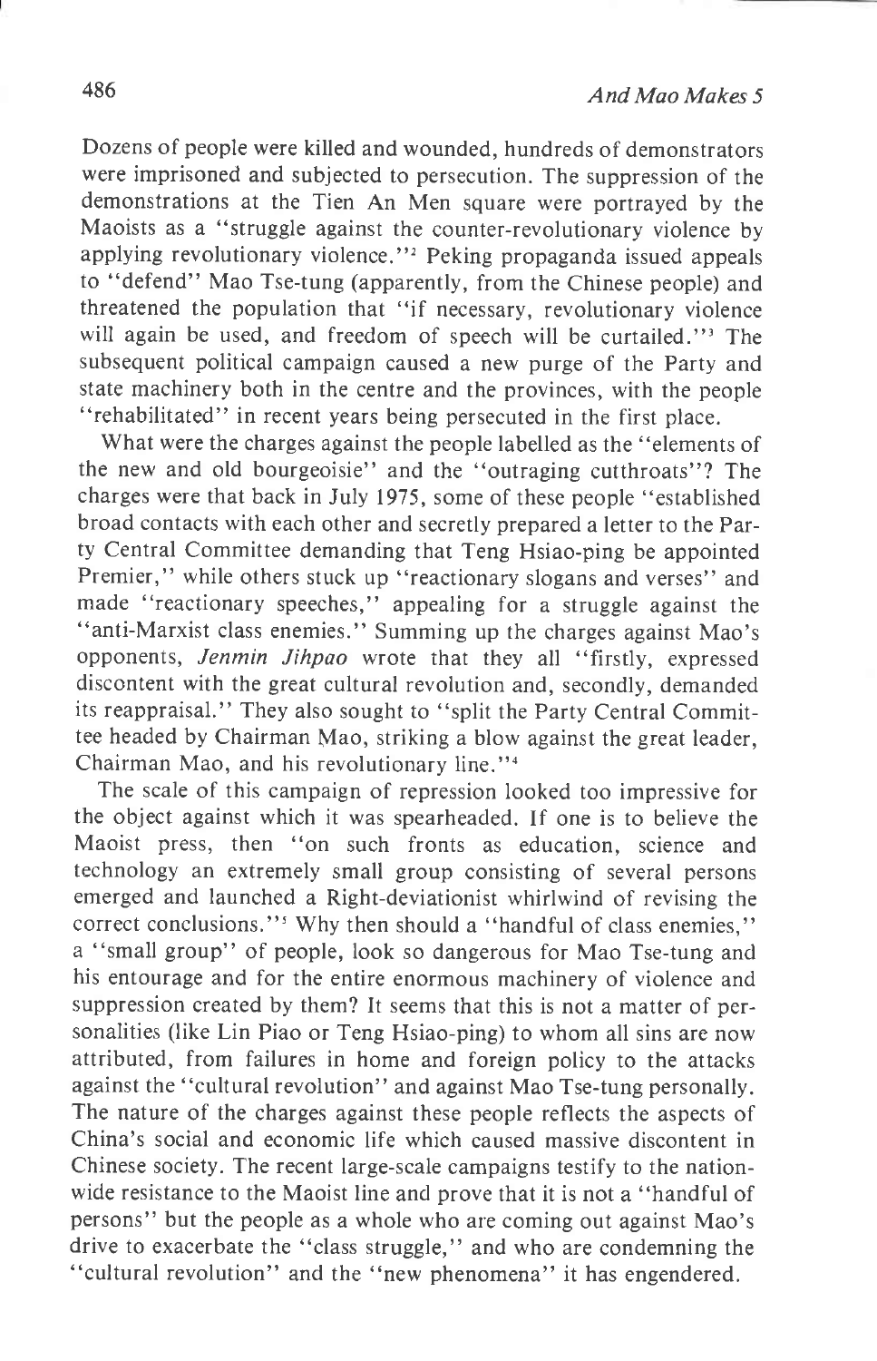Dozens of people were killed and wounded, hundreds of demonstrators were imprisoned and subjected to persecution. The suppression of the demonstrations at the Tien An Men square were portrayed by the Maoists as a "struggle against the counter-revolutionary violence by applying revolutionary violence."[2] Peking propaganda issued appeals to "defend" Mao Tse-tung (apparently, from the Chinese people) and threatened the population that "if necessary, revolutionary violence will again be used, and freedom of speech will be curtailed."[3] The subsequent political campaign caused a new purge of the Party and state machinery both in the centre and the provinces, with the people "rehabilitated" in recent years being persecuted in the first place.

What were the charges against the people labelled as the "elements of the new and old bourgeoisie" and the "outraging cutthroats"? The charges were that back in July 1975, some of these people "established broad contacts with each other and secretly prepared a letter to the Party Central Committee demanding that Teng Hsiao-ping be appointed Premier," while others stuck up "reactionary slogans and verses" and made "reactionary speeches," appealing for a struggle against the "anti-Marxist class enemies." Summing up the charges against Mao's opponents, *Jenmin Jihpao* wrote that they all "firstly, expressed discontent with the great cultural revolution and, secondly, demanded its reappraisal." They also sought to "split the Party Central Committee headed by Chairman Mao, striking a blow against the great leader, Chairman Mao, and his revolutionary line."[4]

The scale of this campaign of repression looked too impressive for the object against which it was spearheaded. If one is to believe the Maoist press, then "on such fronts as education, science and technology an extremely small group consisting of several persons emerged and launched a Right-deviationist whirlwind of revising the correct conclusions."[5] Why then should a "handful of class enemies," a "small group" of people, look so dangerous for Mao Tse-tung and his entourage and for the entire enormous machinery of violence and suppression created by them? It seems that this is not a matter of personalities (like Lin Piao or Teng Hsiao-ping) to whom all sins are now attributed, from failures in home and foreign policy to the attacks against the "cultural revolution" and against Mao Tse-tung personally. The nature of the charges against these people reflects the aspects of China's social and economic life which caused massive discontent in Chinese society. The recent large-scale campaigns testify to the nationwide resistance to the Maoist line and prove that it is not a "handful of persons" but the people as a whole who are coming out against Mao's drive to exacerbate the "class struggle," and who are condemning the "cultural revolution" and the "new phenomena" it has engendered.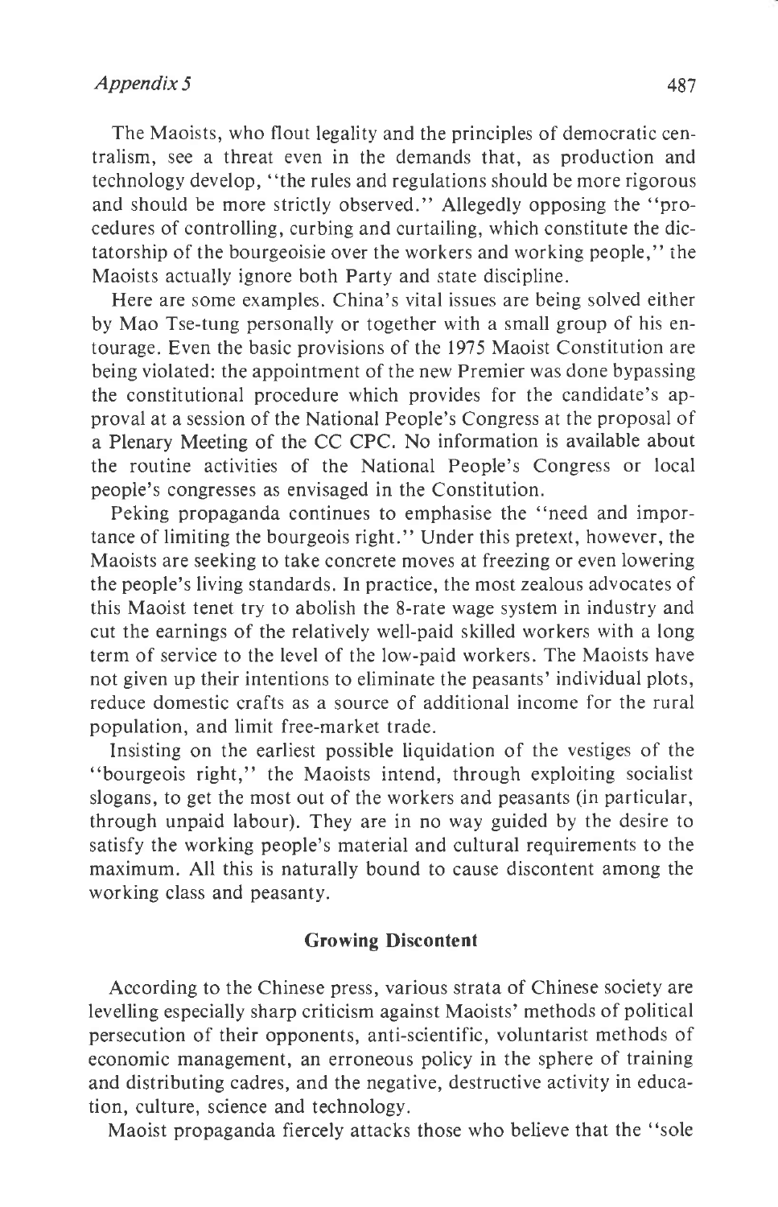The Maoists, who flout legality and the principles of democratic centralism, see a threat even in the demands that, as production and technology develop, "the rules and regulations should be more rigorous and should be more strictly observed." Allegedly opposing the "procedures of controlling, curbing and curtailing, which constitute the dictatorship of the bourgeoisie over the workers and working people," the Maoists actually ignore both Party and state discipline.

Here are some examples. China's vital issues are being solved either by Mao Tse-tung personally or together with a small group of his entourage. Even the basic provisions of the 1975 Maoist Constitution are being violated: the appointment of the new Premier was done bypassing the constitutional procedure which provides for the candidate's approval at a session of the National People's Congress at the proposal of a Plenary Meeting of the CC CPC. No information is available about the routine activities of the National People's Congress or local people's congresses as envisaged in the Constitution.

Peking propaganda continues to emphasise the "need and importance of limiting the bourgeois right." Under this pretext, however, the Maoists are seeking to take concrete moves at freezing or even lowering the people's living standards. In practice, the most zealous advocates of this Maoist tenet try to abolish the 8-rate wage system in industry and cut the earnings of the relatively well-paid skilled workers with a long term of service to the level of the low-paid workers. The Maoists have not given up their intentions to eliminate the peasants' individual plots, reduce domestic crafts as a source of additional income for the rural population, and limit free-market trade.

Insisting on the earliest possible liquidation of the vestiges of the "bourgeois right," the Maoists intend, through exploiting socialist slogans, to get the most out of the workers and peasants (in particular, through unpaid labour). They are in no way guided by the desire to satisfy the working people's material and cultural requirements to the maximum. All this is naturally bound to cause discontent among the working class and peasanty.

## Growing Discontent

According to the Chinese press, various strata of Chinese society are levelling especially sharp criticism against Maoists' methods of political persecution of their opponents, anti-scientific, voluntarist methods of economic management, an erroneous policy in the sphere of training and distributing cadres, and the negative, destructive activity in education, culture, science and technology.

Maoist propaganda fiercely attacks those who believe that the "sole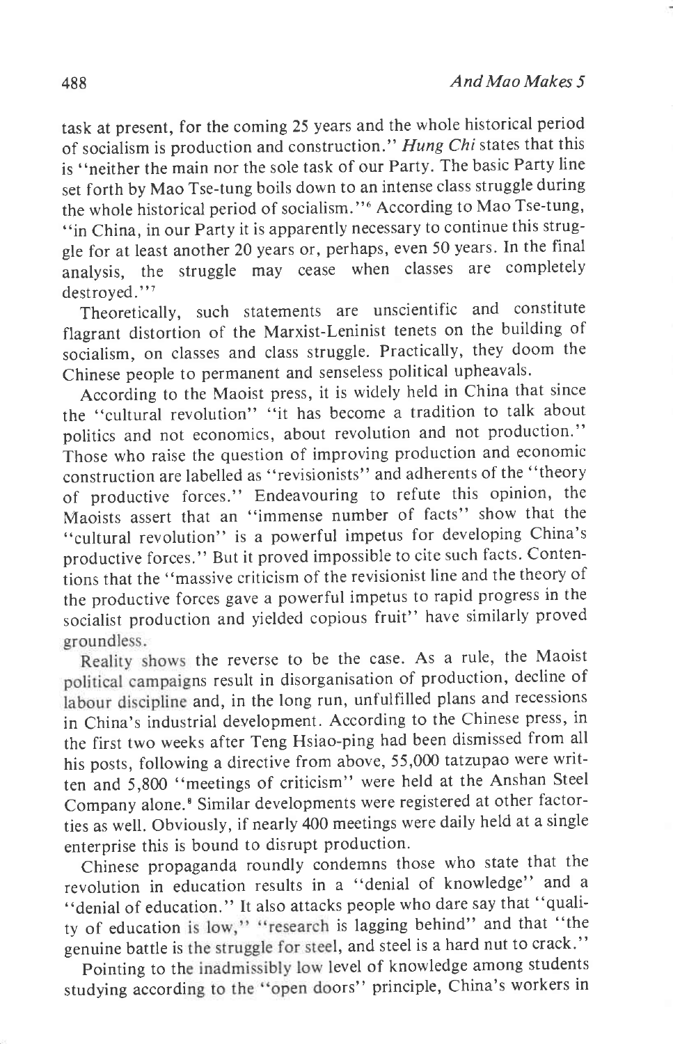task at present, for the coming 25 years and the whole historical period of socialism is production and construction." *Hung Chi* states that this is "neither the main nor the sole task of our Party. The basic Party line set forth by Mao Tse-tung boils down to an intense class struggle during the whole historical period of socialism."[6] According to Mao Tse-tung, "in China, in our Party it is apparently necessary to continue this struggle for at least another 20 years or, perhaps, even 50 years. In the final analysis, the struggle may cease when classes are completely destroyed."[7]

Theoretically, such statements are unscientific and constitute flagrant distortion of the Marxist-Leninist tenets on the building of socialism, on classes and class struggle. Practically, they doom the Chinese people to permanent and senseless political upheavals.

According to the Maoist press, it is widely held in China that since the "cultural revolution" "it has become a tradition to talk about politics and not economics, about revolution and not production." Those who raise the question of improving production and economic construction are labelled as "revisionists" and adherents of the "theory of productive forces." Endeavouring to refute this opinion, the Maoists assert that an "immense number of facts" show that the "cultural revolution" is a powerful impetus for developing China's productive forces." But it proved impossible to cite such facts. Contentions that the "massive criticism of the revisionist line and the theory of the productive forces gave a powerful impetus to rapid progress in the socialist production and yielded copious fruit" have similarly proved groundless.

Reality shows the reverse to be the case. As a rule, the Maoist political campaigns result in disorganisation of production, decline of labour discipline and, in the long run, unfulfilled plans and recessions in China's industrial development. According to the Chinese press, in the first two weeks after Teng Hsiao-ping had been dismissed from all his posts, following a directive from above, 55,000 tatzupao were written and 5,800 "meetings of criticism" were held at the Anshan Steel Company alone.[8] Similar developments were registered at other factorties as well. Obviously, if nearly 400 meetings were daily held at a single enterprise this is bound to disrupt production.

Chinese propaganda roundly condemns those who state that the revolution in education results in a "denial of knowledge" and a "denial of education." It also attacks people who dare say that "quality of education is low," "research is lagging behind" and that "the genuine battle is the struggle for steel, and steel is a hard nut to crack."

Pointing to the inadmissibly low level of knowledge among students studying according to the "open doors" principle, China's workers in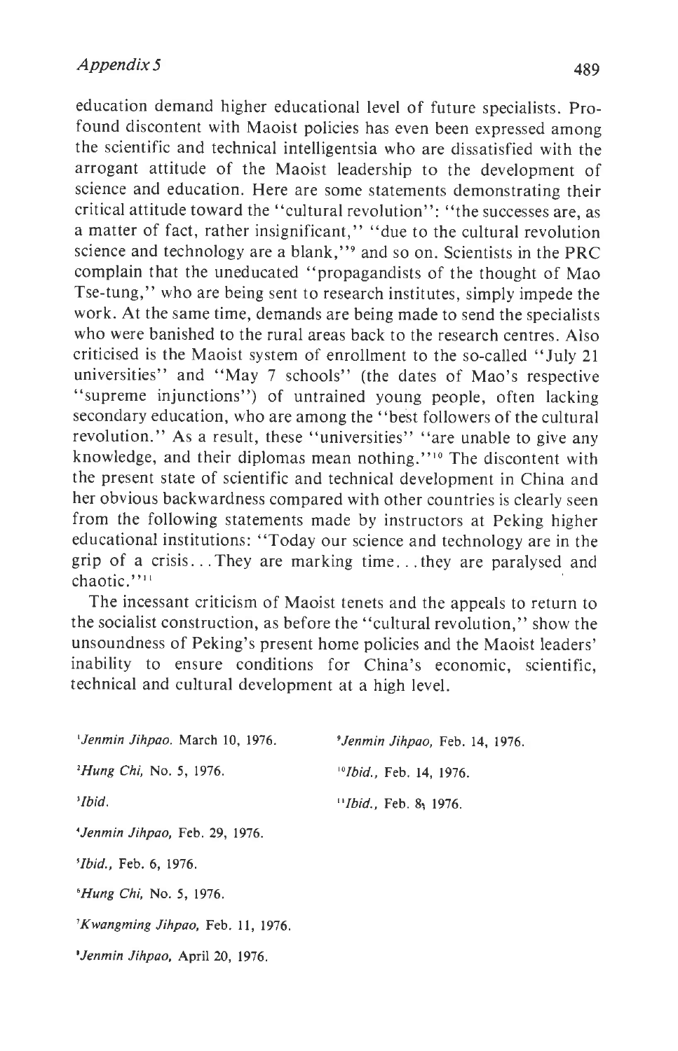education demand higher educational level of future specialists. Profound discontent with Maoist policies has even been expressed among the scientific and technical intelligentsia who are dissatisfied with the arrogant attitude of the Maoist leadership to the development of science and education. Here are some statements demonstrating their critical attitude toward the "cultural revolution": "the successes are, as a matter of fact, rather insignificant," "due to the cultural revolution science and technology are a blank,"[9] and so on. Scientists in the PRC complain that the uneducated "propagandists of the thought of Mao Tse-tung," who are being sent to research institutes, simply impede the work. At the same time, demands are being made to send the specialists who were banished to the rural areas back to the research centres. Also criticised is the Maoist system of enrollment to the so-called "July 21 universities" and "May 7 schools" (the dates of Mao's respective "supreme injunctions") of untrained young people, often lacking secondary education, who are among the "best followers of the cultural revolution." As a result, these "universities" "are unable to give any knowledge, and their diplomas mean nothing."[10] The discontent with the present state of scientific and technical development in China and her obvious backwardness compared with other countries is clearly seen from the following statements made by instructors at Peking higher educational institutions: "Today our science and technology are in the grip of a crisis... They are marking time... they are paralysed and chaotic."[11]

The incessant criticism of Maoist tenets and the appeals to return to the socialist construction, as before the "cultural revolution," show the unsoundness of Peking's present home policies and the Maoist leaders' inability to ensure conditions for China's economic, scientific, technical and cultural development at a high level.

[1] *Jenmin Jihpao.* March 10, 1976.

[2] *Hung Chi,* No. 5, 1976.

[3] *Ibid.*

[4] *Jenmin Jihpao,* Feb. 29, 1976.

[5] *Ibid.,* Feb. 6, 1976.

[6] *Hung Chi,* No. 5, 1976.

[7] *Kwangming Jihpao,* Feb. 11, 1976.

[8] *Jenmin Jihpao,* April 20, 1976.

[9] *Jenmin Jihpao,* Feb. 14, 1976.

[10] *Ibid.,* Feb. 14, 1976.

[11] *Ibid.,* Feb. 8, 1976.